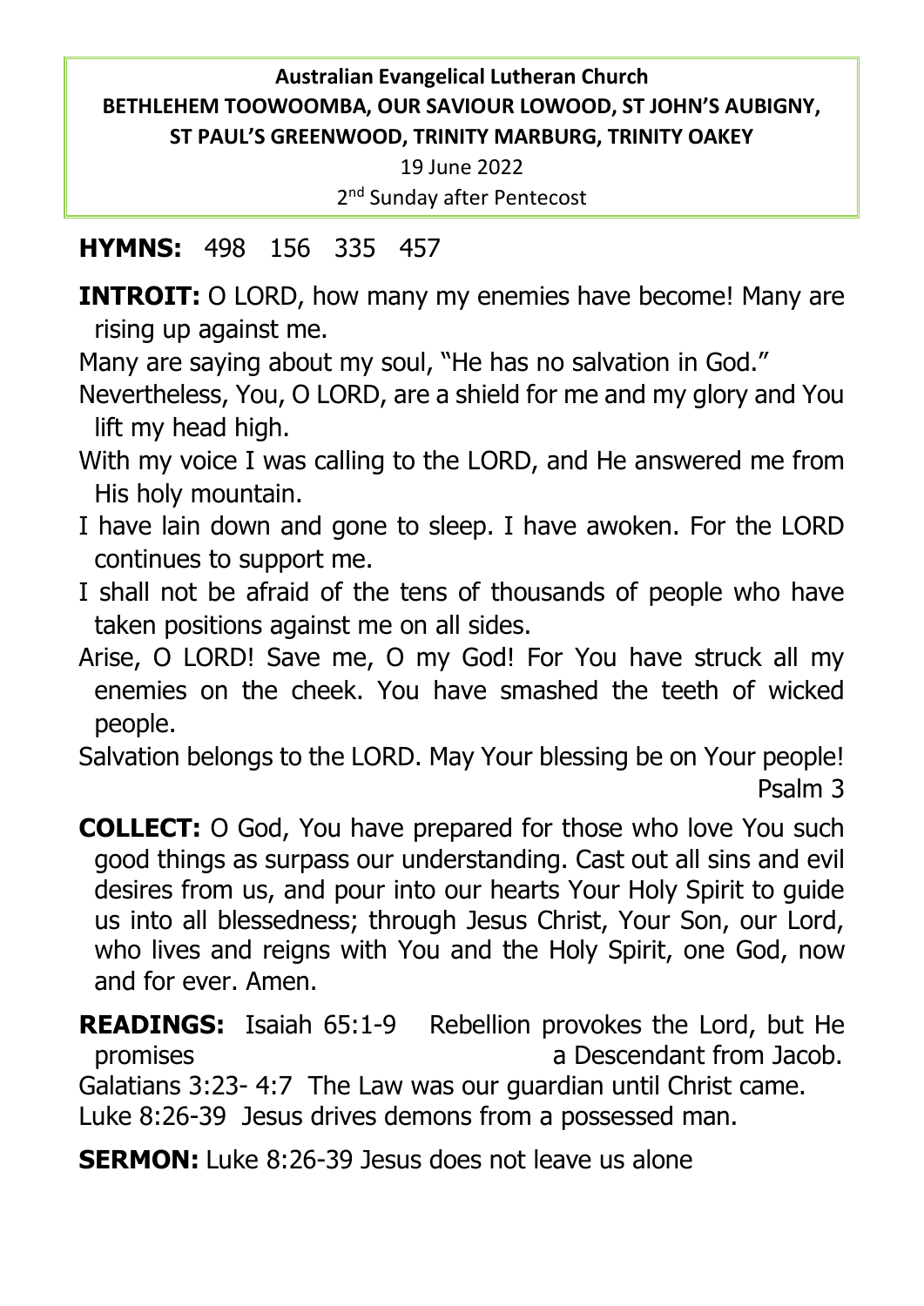**Australian Evangelical Lutheran Church**
**BETHLEHEM TOOWOOMBA, OUR SAVIOUR LOWOOD, ST JOHN'S AUBIGNY, ST PAUL'S GREENWOOD, TRINITY MARBURG, TRINITY OAKEY**

19 June 2022

2nd Sunday after Pentecost

**HYMNS:** 498 156 335 457

**INTROIT:** O LORD, how many my enemies have become! Many are rising up against me.

Many are saying about my soul, "He has no salvation in God."

Nevertheless, You, O LORD, are a shield for me and my glory and You lift my head high.

With my voice I was calling to the LORD, and He answered me from His holy mountain.

I have lain down and gone to sleep. I have awoken. For the LORD continues to support me.

I shall not be afraid of the tens of thousands of people who have taken positions against me on all sides.

Arise, O LORD! Save me, O my God! For You have struck all my enemies on the cheek. You have smashed the teeth of wicked people.

Salvation belongs to the LORD. May Your blessing be on Your people!

Psalm 3

**COLLECT:** O God, You have prepared for those who love You such good things as surpass our understanding. Cast out all sins and evil desires from us, and pour into our hearts Your Holy Spirit to guide us into all blessedness; through Jesus Christ, Your Son, our Lord, who lives and reigns with You and the Holy Spirit, one God, now and for ever. Amen.

**READINGS:** Isaiah 65:1-9 Rebellion provokes the Lord, but He promises a Descendant from Jacob.

Galatians 3:23- 4:7 The Law was our guardian until Christ came.

Luke 8:26-39 Jesus drives demons from a possessed man.

**SERMON:** Luke 8:26-39 Jesus does not leave us alone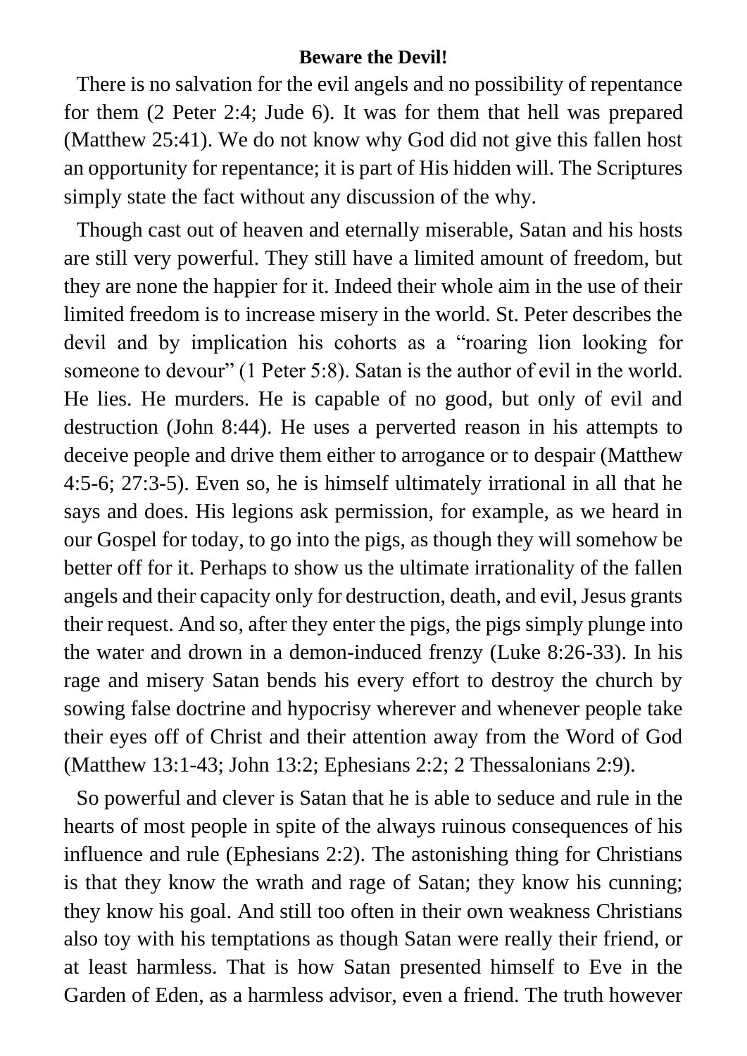**Beware the Devil!**

There is no salvation for the evil angels and no possibility of repentance for them (2 Peter 2:4; Jude 6). It was for them that hell was prepared (Matthew 25:41). We do not know why God did not give this fallen host an opportunity for repentance; it is part of His hidden will. The Scriptures simply state the fact without any discussion of the why.

Though cast out of heaven and eternally miserable, Satan and his hosts are still very powerful. They still have a limited amount of freedom, but they are none the happier for it. Indeed their whole aim in the use of their limited freedom is to increase misery in the world. St. Peter describes the devil and by implication his cohorts as a "roaring lion looking for someone to devour" (1 Peter 5:8). Satan is the author of evil in the world. He lies. He murders. He is capable of no good, but only of evil and destruction (John 8:44). He uses a perverted reason in his attempts to deceive people and drive them either to arrogance or to despair (Matthew 4:5-6; 27:3-5). Even so, he is himself ultimately irrational in all that he says and does. His legions ask permission, for example, as we heard in our Gospel for today, to go into the pigs, as though they will somehow be better off for it. Perhaps to show us the ultimate irrationality of the fallen angels and their capacity only for destruction, death, and evil, Jesus grants their request. And so, after they enter the pigs, the pigs simply plunge into the water and drown in a demon-induced frenzy (Luke 8:26-33). In his rage and misery Satan bends his every effort to destroy the church by sowing false doctrine and hypocrisy wherever and whenever people take their eyes off of Christ and their attention away from the Word of God (Matthew 13:1-43; John 13:2; Ephesians 2:2; 2 Thessalonians 2:9).

So powerful and clever is Satan that he is able to seduce and rule in the hearts of most people in spite of the always ruinous consequences of his influence and rule (Ephesians 2:2). The astonishing thing for Christians is that they know the wrath and rage of Satan; they know his cunning; they know his goal. And still too often in their own weakness Christians also toy with his temptations as though Satan were really their friend, or at least harmless. That is how Satan presented himself to Eve in the Garden of Eden, as a harmless advisor, even a friend. The truth however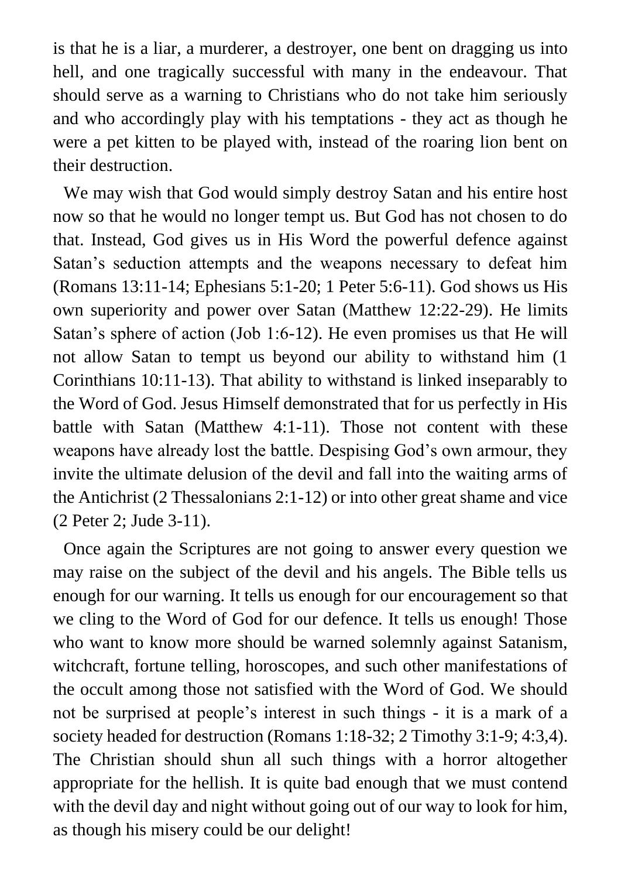is that he is a liar, a murderer, a destroyer, one bent on dragging us into hell, and one tragically successful with many in the endeavour. That should serve as a warning to Christians who do not take him seriously and who accordingly play with his temptations - they act as though he were a pet kitten to be played with, instead of the roaring lion bent on their destruction.

We may wish that God would simply destroy Satan and his entire host now so that he would no longer tempt us. But God has not chosen to do that. Instead, God gives us in His Word the powerful defence against Satan's seduction attempts and the weapons necessary to defeat him (Romans 13:11-14; Ephesians 5:1-20; 1 Peter 5:6-11). God shows us His own superiority and power over Satan (Matthew 12:22-29). He limits Satan's sphere of action (Job 1:6-12). He even promises us that He will not allow Satan to tempt us beyond our ability to withstand him (1 Corinthians 10:11-13). That ability to withstand is linked inseparably to the Word of God. Jesus Himself demonstrated that for us perfectly in His battle with Satan (Matthew 4:1-11). Those not content with these weapons have already lost the battle. Despising God's own armour, they invite the ultimate delusion of the devil and fall into the waiting arms of the Antichrist (2 Thessalonians 2:1-12) or into other great shame and vice (2 Peter 2; Jude 3-11).

Once again the Scriptures are not going to answer every question we may raise on the subject of the devil and his angels. The Bible tells us enough for our warning. It tells us enough for our encouragement so that we cling to the Word of God for our defence. It tells us enough! Those who want to know more should be warned solemnly against Satanism, witchcraft, fortune telling, horoscopes, and such other manifestations of the occult among those not satisfied with the Word of God. We should not be surprised at people's interest in such things - it is a mark of a society headed for destruction (Romans 1:18-32; 2 Timothy 3:1-9; 4:3,4). The Christian should shun all such things with a horror altogether appropriate for the hellish. It is quite bad enough that we must contend with the devil day and night without going out of our way to look for him, as though his misery could be our delight!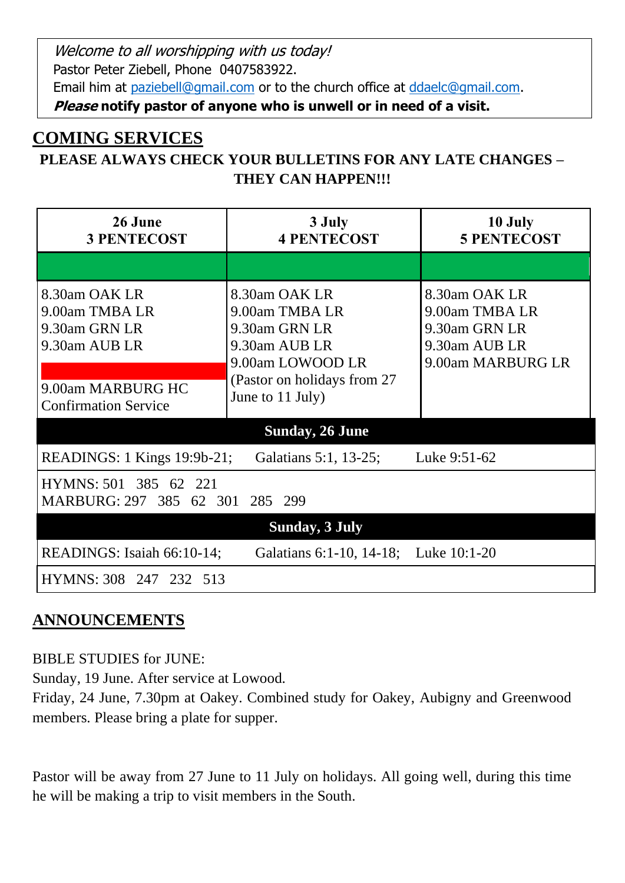*Welcome to all worshipping with us today!*
Pastor Peter Ziebell, Phone 0407583922.
Email him at paziebell@gmail.com or to the church office at ddaelc@gmail.com.
***Please* notify pastor of anyone who is unwell or in need of a visit.**

## COMING SERVICES

**PLEASE ALWAYS CHECK YOUR BULLETINS FOR ANY LATE CHANGES – THEY CAN HAPPEN!!!**

| 26 June<br>3 PENTECOST | 3 July<br>4 PENTECOST | 10 July<br>5 PENTECOST |
|---|---|---|
| | | |
| 8.30am OAK LR<br>9.00am TMBA LR<br>9.30am GRN LR<br>9.30am AUB LR<br><br>9.00am MARBURG HC<br>Confirmation Service | 8.30am OAK LR<br>9.00am TMBA LR<br>9.30am GRN LR<br>9.30am AUB LR<br>9.00am LOWOOD LR<br>(Pastor on holidays from 27 June to 11 July) | 8.30am OAK LR<br>9.00am TMBA LR<br>9.30am GRN LR<br>9.30am AUB LR<br>9.00am MARBURG LR |
| **Sunday, 26 June** | | |
| READINGS: 1 Kings 19:9b-21; | Galatians 5:1, 13-25; | Luke 9:51-62 |
| HYMNS: 501 385 62 221<br>MARBURG: 297 385 62 301 285 299 | | |
| **Sunday, 3 July** | | |
| READINGS: Isaiah 66:10-14; | Galatians 6:1-10, 14-18; | Luke 10:1-20 |
| HYMNS: 308 247 232 513 | | |

## ANNOUNCEMENTS

BIBLE STUDIES for JUNE:
Sunday, 19 June. After service at Lowood.
Friday, 24 June, 7.30pm at Oakey. Combined study for Oakey, Aubigny and Greenwood members. Please bring a plate for supper.

Pastor will be away from 27 June to 11 July on holidays. All going well, during this time he will be making a trip to visit members in the South.